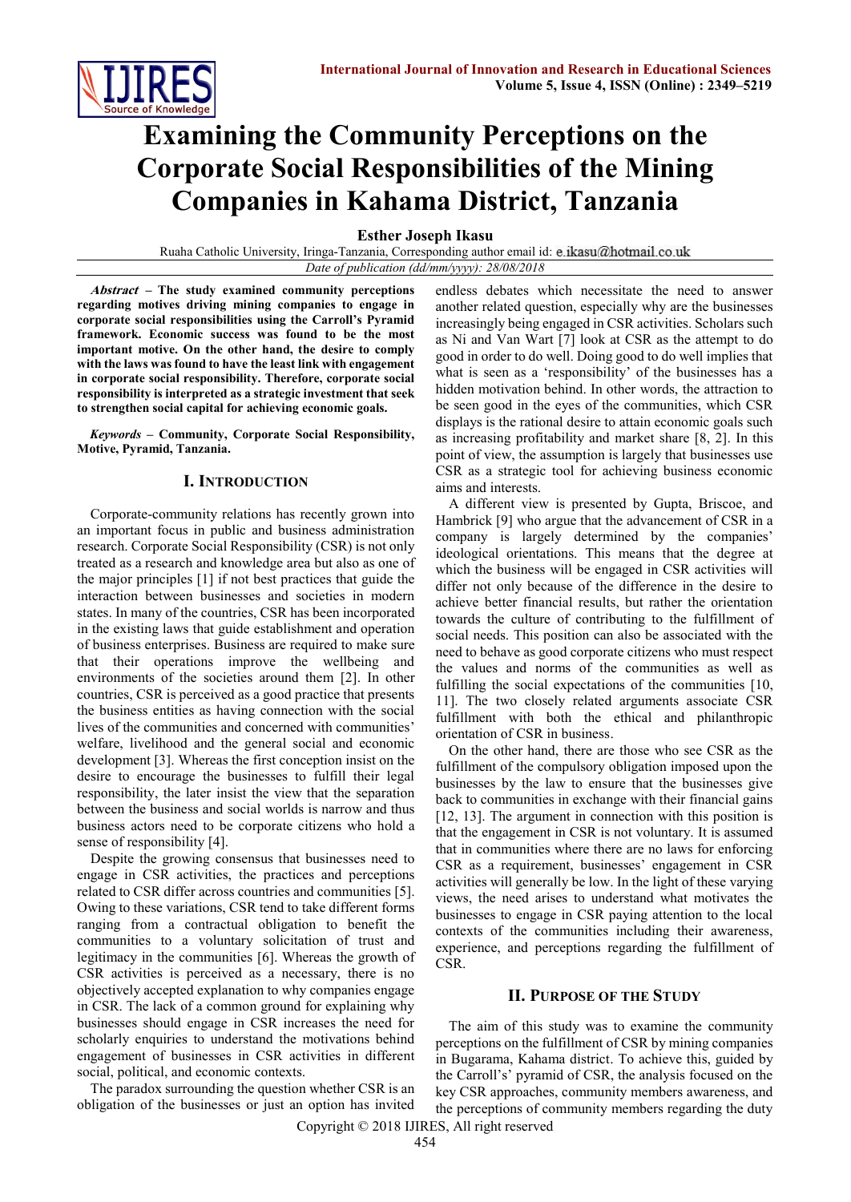# Examining the Community Perceptions on the Corporate Social Responsibilities of the Mining Companies in Kahama District, Tanzania

**Esther Joseph Ikasu**

Ruaha Catholic University, Iringa-Tanzania, Corresponding author email id: e.ikasu@hotmail.co.uk

*Date of publication (dd/mm/yyyy): 28/08/2018*

***Abstract*** **– The study examined community perceptions regarding motives driving mining companies to engage in corporate social responsibilities using the Carroll's Pyramid framework. Economic success was found to be the most important motive. On the other hand, the desire to comply with the laws was found to have the least link with engagement in corporate social responsibility. Therefore, corporate social responsibility is interpreted as a strategic investment that seek to strengthen social capital for achieving economic goals.**

***Keywords*** **– Community, Corporate Social Responsibility, Motive, Pyramid, Tanzania.**

## I. Introduction

Corporate-community relations has recently grown into an important focus in public and business administration research. Corporate Social Responsibility (CSR) is not only treated as a research and knowledge area but also as one of the major principles [1] if not best practices that guide the interaction between businesses and societies in modern states. In many of the countries, CSR has been incorporated in the existing laws that guide establishment and operation of business enterprises. Business are required to make sure that their operations improve the wellbeing and environments of the societies around them [2]. In other countries, CSR is perceived as a good practice that presents the business entities as having connection with the social lives of the communities and concerned with communities' welfare, livelihood and the general social and economic development [3]. Whereas the first conception insist on the desire to encourage the businesses to fulfill their legal responsibility, the later insist the view that the separation between the business and social worlds is narrow and thus business actors need to be corporate citizens who hold a sense of responsibility [4].

Despite the growing consensus that businesses need to engage in CSR activities, the practices and perceptions related to CSR differ across countries and communities [5]. Owing to these variations, CSR tend to take different forms ranging from a contractual obligation to benefit the communities to a voluntary solicitation of trust and legitimacy in the communities [6]. Whereas the growth of CSR activities is perceived as a necessary, there is no objectively accepted explanation to why companies engage in CSR. The lack of a common ground for explaining why businesses should engage in CSR increases the need for scholarly enquiries to understand the motivations behind engagement of businesses in CSR activities in different social, political, and economic contexts.

The paradox surrounding the question whether CSR is an obligation of the businesses or just an option has invited endless debates which necessitate the need to answer another related question, especially why are the businesses increasingly being engaged in CSR activities. Scholars such as Ni and Van Wart [7] look at CSR as the attempt to do good in order to do well. Doing good to do well implies that what is seen as a 'responsibility' of the businesses has a hidden motivation behind. In other words, the attraction to be seen good in the eyes of the communities, which CSR displays is the rational desire to attain economic goals such as increasing profitability and market share [8, 2]. In this point of view, the assumption is largely that businesses use CSR as a strategic tool for achieving business economic aims and interests.

A different view is presented by Gupta, Briscoe, and Hambrick [9] who argue that the advancement of CSR in a company is largely determined by the companies' ideological orientations. This means that the degree at which the business will be engaged in CSR activities will differ not only because of the difference in the desire to achieve better financial results, but rather the orientation towards the culture of contributing to the fulfillment of social needs. This position can also be associated with the need to behave as good corporate citizens who must respect the values and norms of the communities as well as fulfilling the social expectations of the communities [10, 11]. The two closely related arguments associate CSR fulfillment with both the ethical and philanthropic orientation of CSR in business.

On the other hand, there are those who see CSR as the fulfillment of the compulsory obligation imposed upon the businesses by the law to ensure that the businesses give back to communities in exchange with their financial gains [12, 13]. The argument in connection with this position is that the engagement in CSR is not voluntary. It is assumed that in communities where there are no laws for enforcing CSR as a requirement, businesses' engagement in CSR activities will generally be low. In the light of these varying views, the need arises to understand what motivates the businesses to engage in CSR paying attention to the local contexts of the communities including their awareness, experience, and perceptions regarding the fulfillment of CSR.

## II. Purpose of the Study

The aim of this study was to examine the community perceptions on the fulfillment of CSR by mining companies in Bugarama, Kahama district. To achieve this, guided by the Carroll's' pyramid of CSR, the analysis focused on the key CSR approaches, community members awareness, and the perceptions of community members regarding the duty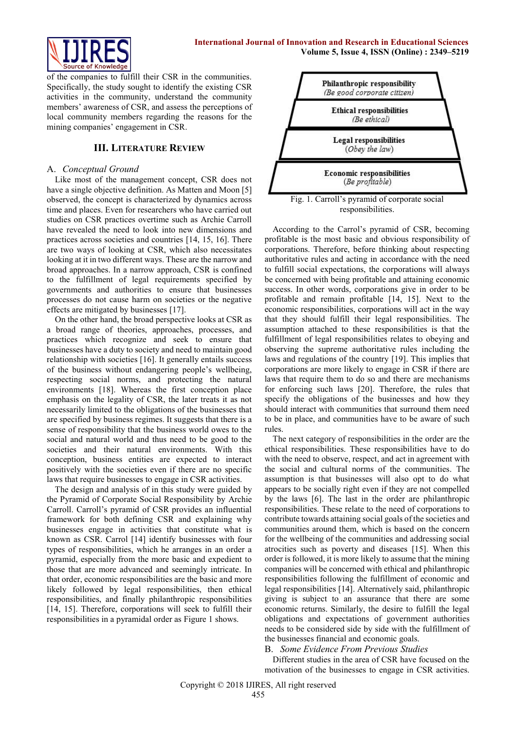of the companies to fulfill their CSR in the communities. Specifically, the study sought to identify the existing CSR activities in the community, understand the community members' awareness of CSR, and assess the perceptions of local community members regarding the reasons for the mining companies' engagement in CSR.

## III. Literature Review

### A. *Conceptual Ground*

Like most of the management concept, CSR does not have a single objective definition. As Matten and Moon [5] observed, the concept is characterized by dynamics across time and places. Even for researchers who have carried out studies on CSR practices overtime such as Archie Carroll have revealed the need to look into new dimensions and practices across societies and countries [14, 15, 16]. There are two ways of looking at CSR, which also necessitates looking at it in two different ways. These are the narrow and broad approaches. In a narrow approach, CSR is confined to the fulfillment of legal requirements specified by governments and authorities to ensure that businesses processes do not cause harm on societies or the negative effects are mitigated by businesses [17].

On the other hand, the broad perspective looks at CSR as a broad range of theories, approaches, processes, and practices which recognize and seek to ensure that businesses have a duty to society and need to maintain good relationship with societies [16]. It generally entails success of the business without endangering people's wellbeing, respecting social norms, and protecting the natural environments [18]. Whereas the first conception place emphasis on the legality of CSR, the later treats it as not necessarily limited to the obligations of the businesses that are specified by business regimes. It suggests that there is a sense of responsibility that the business world owes to the social and natural world and thus need to be good to the societies and their natural environments. With this conception, business entities are expected to interact positively with the societies even if there are no specific laws that require businesses to engage in CSR activities.

The design and analysis of in this study were guided by the Pyramid of Corporate Social Responsibility by Archie Carroll. Carroll's pyramid of CSR provides an influential framework for both defining CSR and explaining why businesses engage in activities that constitute what is known as CSR. Carrol [14] identify businesses with four types of responsibilities, which he arranges in an order a pyramid, especially from the more basic and expedient to those that are more advanced and seemingly intricate. In that order, economic responsibilities are the basic and more likely followed by legal responsibilities, then ethical responsibilities, and finally philanthropic responsibilities [14, 15]. Therefore, corporations will seek to fulfill their responsibilities in a pyramidal order as Figure 1 shows.

**Philanthropic responsibility**
*(Be good corporate citizen)*

**Ethical responsibilities**
*(Be ethical)*

**Legal responsibilities**
*(Obey the law)*

**Economic responsibilities**
*(Be profitable)*

Fig. 1. Carroll's pyramid of corporate social responsibilities.

According to the Carrol's pyramid of CSR, becoming profitable is the most basic and obvious responsibility of corporations. Therefore, before thinking about respecting authoritative rules and acting in accordance with the need to fulfill social expectations, the corporations will always be concerned with being profitable and attaining economic success. In other words, corporations give in order to be profitable and remain profitable [14, 15]. Next to the economic responsibilities, corporations will act in the way that they should fulfill their legal responsibilities. The assumption attached to these responsibilities is that the fulfillment of legal responsibilities relates to obeying and observing the supreme authoritative rules including the laws and regulations of the country [19]. This implies that corporations are more likely to engage in CSR if there are laws that require them to do so and there are mechanisms for enforcing such laws [20]. Therefore, the rules that specify the obligations of the businesses and how they should interact with communities that surround them need to be in place, and communities have to be aware of such rules.

The next category of responsibilities in the order are the ethical responsibilities. These responsibilities have to do with the need to observe, respect, and act in agreement with the social and cultural norms of the communities. The assumption is that businesses will also opt to do what appears to be socially right even if they are not compelled by the laws [6]. The last in the order are philanthropic responsibilities. These relate to the need of corporations to contribute towards attaining social goals of the societies and communities around them, which is based on the concern for the wellbeing of the communities and addressing social atrocities such as poverty and diseases [15]. When this order is followed, it is more likely to assume that the mining companies will be concerned with ethical and philanthropic responsibilities following the fulfillment of economic and legal responsibilities [14]. Alternatively said, philanthropic giving is subject to an assurance that there are some economic returns. Similarly, the desire to fulfill the legal obligations and expectations of government authorities needs to be considered side by side with the fulfillment of the businesses financial and economic goals.

### B. *Some Evidence From Previous Studies*

Different studies in the area of CSR have focused on the motivation of the businesses to engage in CSR activities.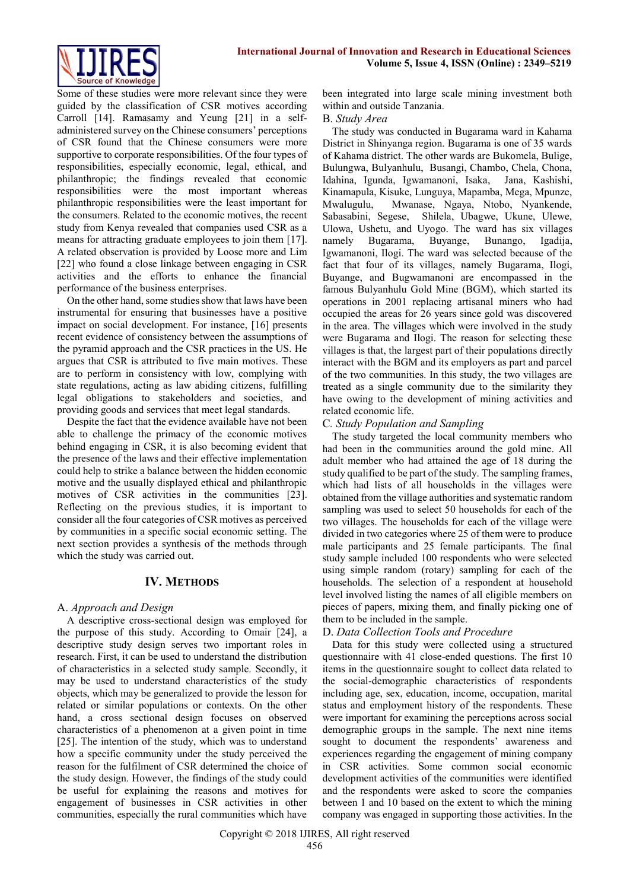Some of these studies were more relevant since they were guided by the classification of CSR motives according Carroll [14]. Ramasamy and Yeung [21] in a self-administered survey on the Chinese consumers' perceptions of CSR found that the Chinese consumers were more supportive to corporate responsibilities. Of the four types of responsibilities, especially economic, legal, ethical, and philanthropic; the findings revealed that economic responsibilities were the most important whereas philanthropic responsibilities were the least important for the consumers. Related to the economic motives, the recent study from Kenya revealed that companies used CSR as a means for attracting graduate employees to join them [17]. A related observation is provided by Loose more and Lim [22] who found a close linkage between engaging in CSR activities and the efforts to enhance the financial performance of the business enterprises.

On the other hand, some studies show that laws have been instrumental for ensuring that businesses have a positive impact on social development. For instance, [16] presents recent evidence of consistency between the assumptions of the pyramid approach and the CSR practices in the US. He argues that CSR is attributed to five main motives. These are to perform in consistency with low, complying with state regulations, acting as law abiding citizens, fulfilling legal obligations to stakeholders and societies, and providing goods and services that meet legal standards.

Despite the fact that the evidence available have not been able to challenge the primacy of the economic motives behind engaging in CSR, it is also becoming evident that the presence of the laws and their effective implementation could help to strike a balance between the hidden economic motive and the usually displayed ethical and philanthropic motives of CSR activities in the communities [23]. Reflecting on the previous studies, it is important to consider all the four categories of CSR motives as perceived by communities in a specific social economic setting. The next section provides a synthesis of the methods through which the study was carried out.

## IV. Methods

### A. *Approach and Design*

A descriptive cross-sectional design was employed for the purpose of this study. According to Omair [24], a descriptive study design serves two important roles in research. First, it can be used to understand the distribution of characteristics in a selected study sample. Secondly, it may be used to understand characteristics of the study objects, which may be generalized to provide the lesson for related or similar populations or contexts. On the other hand, a cross sectional design focuses on observed characteristics of a phenomenon at a given point in time [25]. The intention of the study, which was to understand how a specific community under the study perceived the reason for the fulfilment of CSR determined the choice of the study design. However, the findings of the study could be useful for explaining the reasons and motives for engagement of businesses in CSR activities in other communities, especially the rural communities which have been integrated into large scale mining investment both within and outside Tanzania.

### B. *Study Area*

The study was conducted in Bugarama ward in Kahama District in Shinyanga region. Bugarama is one of 35 wards of Kahama district. The other wards are Bukomela, Bulige, Bulungwa, Bulyanhulu, Busangi, Chambo, Chela, Chona, Idahina, Igunda, Igwamanoni, Isaka, Jana, Kashishi, Kinamapula, Kisuke, Lunguya, Mapamba, Mega, Mpunze, Mwalugulu, Mwanase, Ngaya, Ntobo, Nyankende, Sabasabini, Segese, Shilela, Ubagwe, Ukune, Ulewe, Ulowa, Ushetu, and Uyogo. The ward has six villages namely Bugarama, Buyange, Bunango, Igadija, Igwamanoni, Ilogi. The ward was selected because of the fact that four of its villages, namely Bugarama, Ilogi, Buyange, and Bugwamanoni are encompassed in the famous Bulyanhulu Gold Mine (BGM), which started its operations in 2001 replacing artisanal miners who had occupied the areas for 26 years since gold was discovered in the area. The villages which were involved in the study were Bugarama and Ilogi. The reason for selecting these villages is that, the largest part of their populations directly interact with the BGM and its employers as part and parcel of the two communities. In this study, the two villages are treated as a single community due to the similarity they have owing to the development of mining activities and related economic life.

### C. *Study Population and Sampling*

The study targeted the local community members who had been in the communities around the gold mine. All adult member who had attained the age of 18 during the study qualified to be part of the study. The sampling frames, which had lists of all households in the villages were obtained from the village authorities and systematic random sampling was used to select 50 households for each of the two villages. The households for each of the village were divided in two categories where 25 of them were to produce male participants and 25 female participants. The final study sample included 100 respondents who were selected using simple random (rotary) sampling for each of the households. The selection of a respondent at household level involved listing the names of all eligible members on pieces of papers, mixing them, and finally picking one of them to be included in the sample.

### D. *Data Collection Tools and Procedure*

Data for this study were collected using a structured questionnaire with 41 close-ended questions. The first 10 items in the questionnaire sought to collect data related to the social-demographic characteristics of respondents including age, sex, education, income, occupation, marital status and employment history of the respondents. These were important for examining the perceptions across social demographic groups in the sample. The next nine items sought to document the respondents' awareness and experiences regarding the engagement of mining company in CSR activities. Some common social economic development activities of the communities were identified and the respondents were asked to score the companies between 1 and 10 based on the extent to which the mining company was engaged in supporting those activities. In the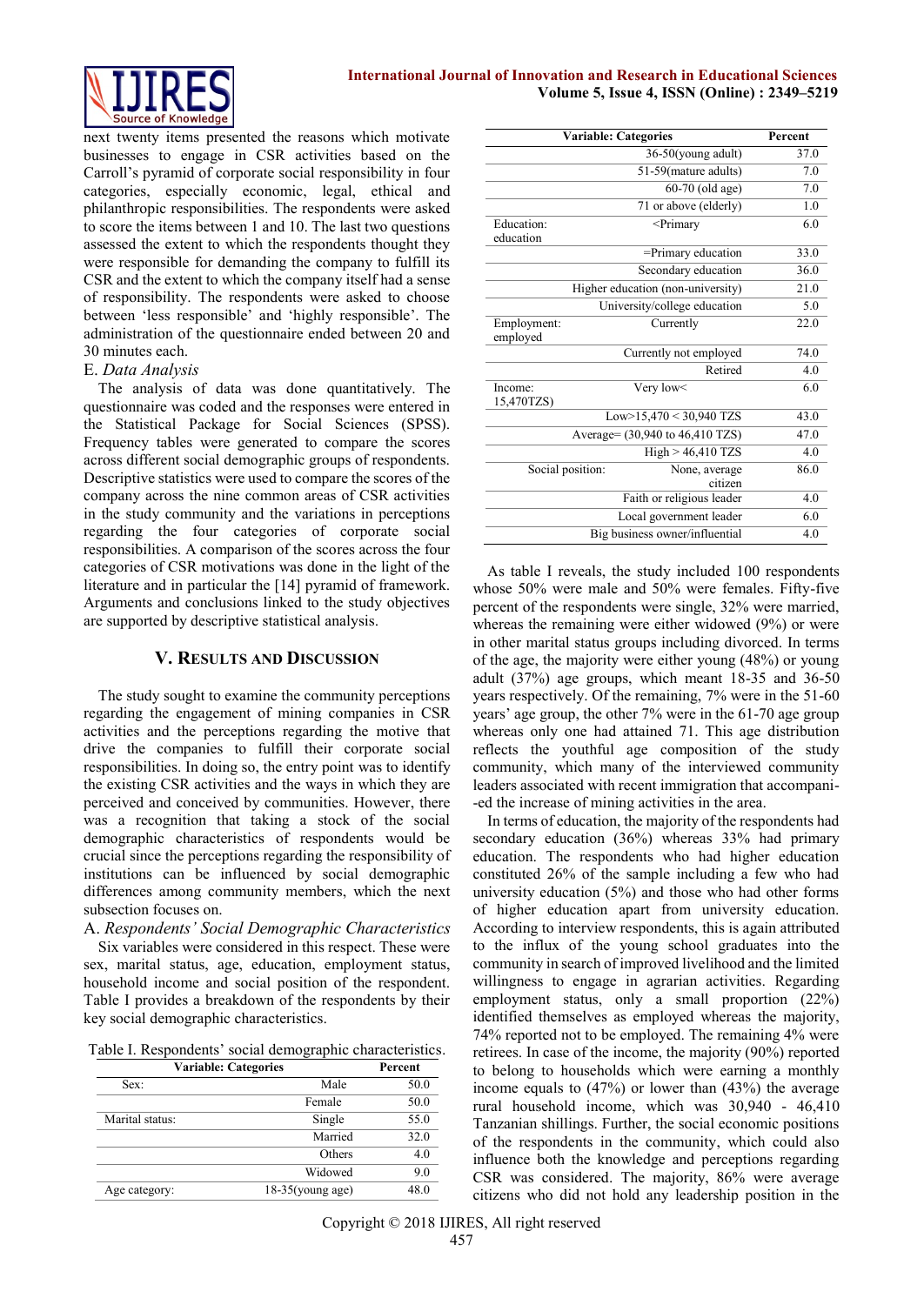next twenty items presented the reasons which motivate businesses to engage in CSR activities based on the Carroll's pyramid of corporate social responsibility in four categories, especially economic, legal, ethical and philanthropic responsibilities. The respondents were asked to score the items between 1 and 10. The last two questions assessed the extent to which the respondents thought they were responsible for demanding the company to fulfill its CSR and the extent to which the company itself had a sense of responsibility. The respondents were asked to choose between 'less responsible' and 'highly responsible'. The administration of the questionnaire ended between 20 and 30 minutes each.

### E. *Data Analysis*

The analysis of data was done quantitatively. The questionnaire was coded and the responses were entered in the Statistical Package for Social Sciences (SPSS). Frequency tables were generated to compare the scores across different social demographic groups of respondents. Descriptive statistics were used to compare the scores of the company across the nine common areas of CSR activities in the study community and the variations in perceptions regarding the four categories of corporate social responsibilities. A comparison of the scores across the four categories of CSR motivations was done in the light of the literature and in particular the [14] pyramid of framework. Arguments and conclusions linked to the study objectives are supported by descriptive statistical analysis.

## V. Results and Discussion

The study sought to examine the community perceptions regarding the engagement of mining companies in CSR activities and the perceptions regarding the motive that drive the companies to fulfill their corporate social responsibilities. In doing so, the entry point was to identify the existing CSR activities and the ways in which they are perceived and conceived by communities. However, there was a recognition that taking a stock of the social demographic characteristics of respondents would be crucial since the perceptions regarding the responsibility of institutions can be influenced by social demographic differences among community members, which the next subsection focuses on.

### A. *Respondents' Social Demographic Characteristics*

Six variables were considered in this respect. These were sex, marital status, age, education, employment status, household income and social position of the respondent. Table I provides a breakdown of the respondents by their key social demographic characteristics.

Table I. Respondents' social demographic characteristics.

| Variable: | Categories | Percent |
|---|---|---|
| Sex: | Male | 50.0 |
| | Female | 50.0 |
| Marital status: | Single | 55.0 |
| | Married | 32.0 |
| | Others | 4.0 |
| | Widowed | 9.0 |
| Age category: | 18-35(young age) | 48.0 |
| | 36-50(young adult) | 37.0 |
| | 51-59(mature adults) | 7.0 |
| | 60-70 (old age) | 7.0 |
| | 71 or above (elderly) | 1.0 |
| Education: | <Primary education | 6.0 |
| | =Primary education | 33.0 |
| | Secondary education | 36.0 |
| | Higher education (non-university) | 21.0 |
| | University/college education | 5.0 |
| Employment: | Currently employed | 22.0 |
| | Currently not employed | 74.0 |
| | Retired | 4.0 |
| Income: | Very low< 15,470TZS) | 6.0 |
| | Low>15,470 < 30,940 TZS | 43.0 |
| | Average= (30,940 to 46,410 TZS) | 47.0 |
| | High > 46,410 TZS | 4.0 |
| Social position: | None, average citizen | 86.0 |
| | Faith or religious leader | 4.0 |
| | Local government leader | 6.0 |
| | Big business owner/influential | 4.0 |

As table I reveals, the study included 100 respondents whose 50% were male and 50% were females. Fifty-five percent of the respondents were single, 32% were married, whereas the remaining were either widowed (9%) or were in other marital status groups including divorced. In terms of the age, the majority were either young (48%) or young adult (37%) age groups, which meant 18-35 and 36-50 years respectively. Of the remaining, 7% were in the 51-60 years' age group, the other 7% were in the 61-70 age group whereas only one had attained 71. This age distribution reflects the youthful age composition of the study community, which many of the interviewed community leaders associated with recent immigration that accompani--ed the increase of mining activities in the area.

In terms of education, the majority of the respondents had secondary education (36%) whereas 33% had primary education. The respondents who had higher education constituted 26% of the sample including a few who had university education (5%) and those who had other forms of higher education apart from university education. According to interview respondents, this is again attributed to the influx of the young school graduates into the community in search of improved livelihood and the limited willingness to engage in agrarian activities. Regarding employment status, only a small proportion (22%) identified themselves as employed whereas the majority, 74% reported not to be employed. The remaining 4% were retirees. In case of the income, the majority (90%) reported to belong to households which were earning a monthly income equals to (47%) or lower than (43%) the average rural household income, which was 30,940 - 46,410 Tanzanian shillings. Further, the social economic positions of the respondents in the community, which could also influence both the knowledge and perceptions regarding CSR was considered. The majority, 86% were average citizens who did not hold any leadership position in the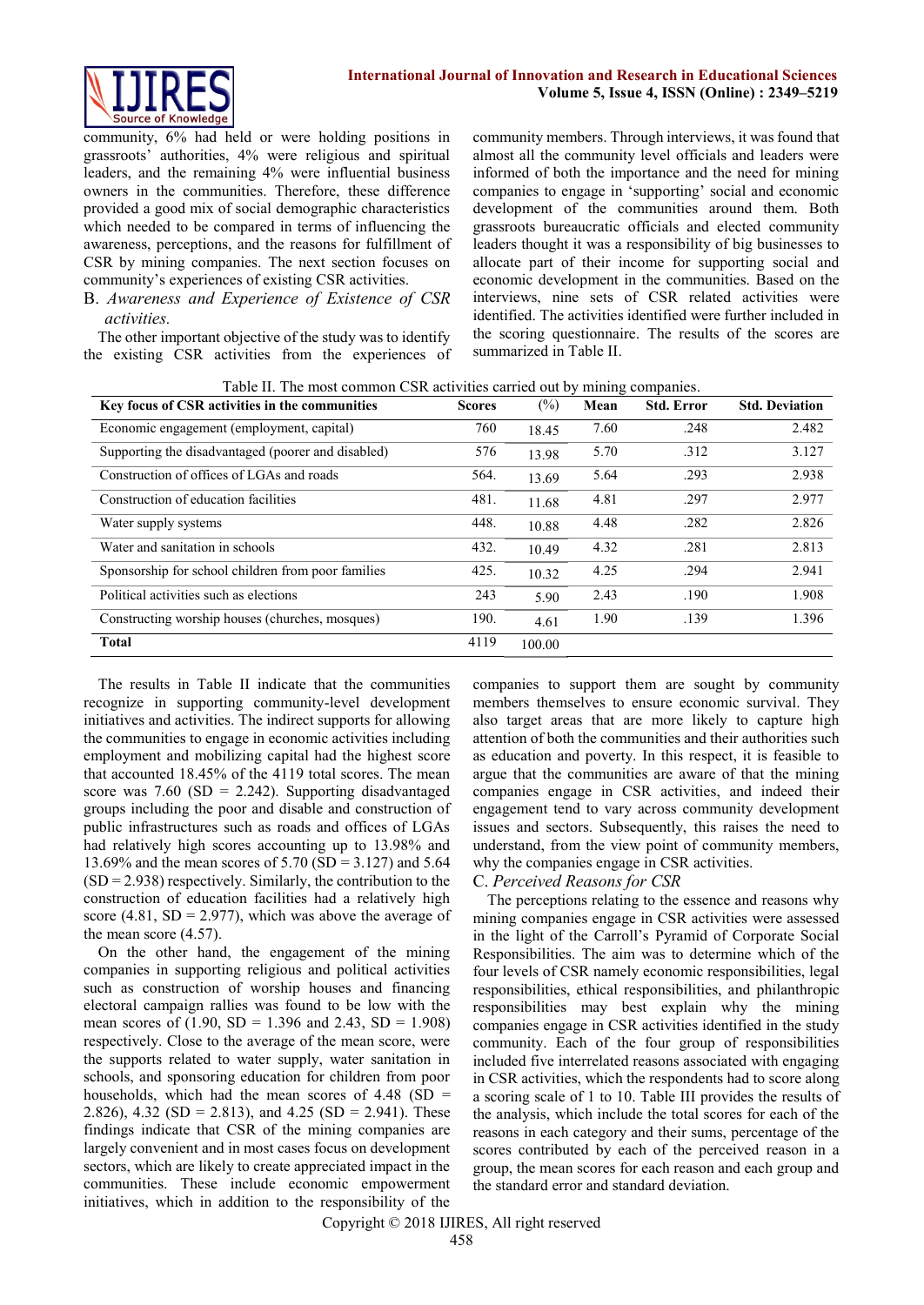community, 6% had held or were holding positions in grassroots' authorities, 4% were religious and spiritual leaders, and the remaining 4% were influential business owners in the communities. Therefore, these difference provided a good mix of social demographic characteristics which needed to be compared in terms of influencing the awareness, perceptions, and the reasons for fulfillment of CSR by mining companies. The next section focuses on community's experiences of existing CSR activities.

### B. *Awareness and Experience of Existence of CSR activities.*

The other important objective of the study was to identify the existing CSR activities from the experiences of community members. Through interviews, it was found that almost all the community level officials and leaders were informed of both the importance and the need for mining companies to engage in 'supporting' social and economic development of the communities around them. Both grassroots bureaucratic officials and elected community leaders thought it was a responsibility of big businesses to allocate part of their income for supporting social and economic development in the communities. Based on the interviews, nine sets of CSR related activities were identified. The activities identified were further included in the scoring questionnaire. The results of the scores are summarized in Table II.

Table II. The most common CSR activities carried out by mining companies.

| Key focus of CSR activities in the communities | Scores | (%) | Mean | Std. Error | Std. Deviation |
|---|---|---|---|---|---|
| Economic engagement (employment, capital) | 760 | 18.45 | 7.60 | .248 | 2.482 |
| Supporting the disadvantaged (poorer and disabled) | 576 | 13.98 | 5.70 | .312 | 3.127 |
| Construction of offices of LGAs and roads | 564. | 13.69 | 5.64 | .293 | 2.938 |
| Construction of education facilities | 481. | 11.68 | 4.81 | .297 | 2.977 |
| Water supply systems | 448. | 10.88 | 4.48 | .282 | 2.826 |
| Water and sanitation in schools | 432. | 10.49 | 4.32 | .281 | 2.813 |
| Sponsorship for school children from poor families | 425. | 10.32 | 4.25 | .294 | 2.941 |
| Political activities such as elections | 243 | 5.90 | 2.43 | .190 | 1.908 |
| Constructing worship houses (churches, mosques) | 190. | 4.61 | 1.90 | .139 | 1.396 |
| **Total** | 4119 | 100.00 | | | |

The results in Table II indicate that the communities recognize in supporting community-level development initiatives and activities. The indirect supports for allowing the communities to engage in economic activities including employment and mobilizing capital had the highest score that accounted 18.45% of the 4119 total scores. The mean score was 7.60 (SD = 2.242). Supporting disadvantaged groups including the poor and disable and construction of public infrastructures such as roads and offices of LGAs had relatively high scores accounting up to 13.98% and 13.69% and the mean scores of 5.70 (SD = 3.127) and 5.64 (SD = 2.938) respectively. Similarly, the contribution to the construction of education facilities had a relatively high score (4.81, SD = 2.977), which was above the average of the mean score (4.57).

On the other hand, the engagement of the mining companies in supporting religious and political activities such as construction of worship houses and financing electoral campaign rallies was found to be low with the mean scores of (1.90, SD = 1.396 and 2.43, SD = 1.908) respectively. Close to the average of the mean score, were the supports related to water supply, water sanitation in schools, and sponsoring education for children from poor households, which had the mean scores of 4.48 (SD = 2.826), 4.32 (SD = 2.813), and 4.25 (SD = 2.941). These findings indicate that CSR of the mining companies are largely convenient and in most cases focus on development sectors, which are likely to create appreciated impact in the communities. These include economic empowerment initiatives, which in addition to the responsibility of the companies to support them are sought by community members themselves to ensure economic survival. They also target areas that are more likely to capture high attention of both the communities and their authorities such as education and poverty. In this respect, it is feasible to argue that the communities are aware of that the mining companies engage in CSR activities, and indeed their engagement tend to vary across community development issues and sectors. Subsequently, this raises the need to understand, from the view point of community members, why the companies engage in CSR activities.

### C. *Perceived Reasons for CSR*

The perceptions relating to the essence and reasons why mining companies engage in CSR activities were assessed in the light of the Carroll's Pyramid of Corporate Social Responsibilities. The aim was to determine which of the four levels of CSR namely economic responsibilities, legal responsibilities, ethical responsibilities, and philanthropic responsibilities may best explain why the mining companies engage in CSR activities identified in the study community. Each of the four group of responsibilities included five interrelated reasons associated with engaging in CSR activities, which the respondents had to score along a scoring scale of 1 to 10. Table III provides the results of the analysis, which include the total scores for each of the reasons in each category and their sums, percentage of the scores contributed by each of the perceived reason in a group, the mean scores for each reason and each group and the standard error and standard deviation.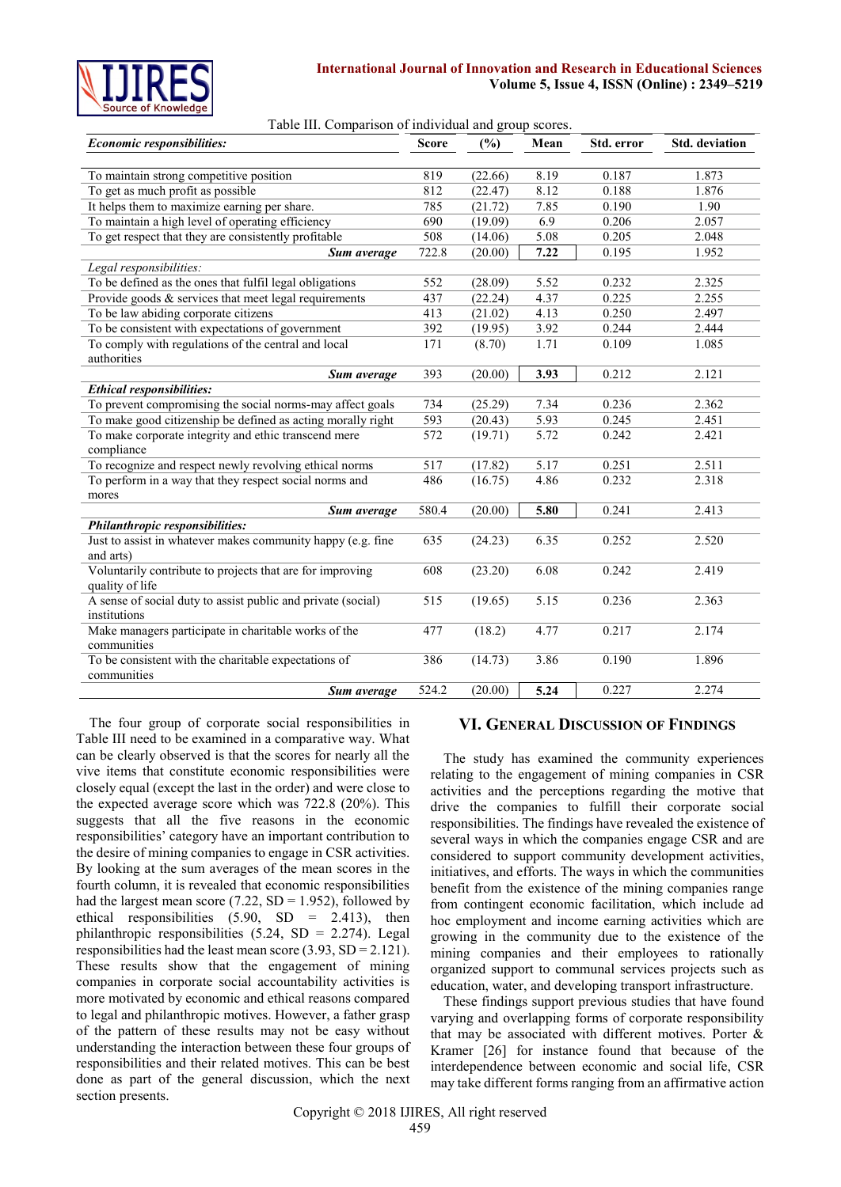Table III. Comparison of individual and group scores.

| ***Economic responsibilities:*** | **Score** | **(%)** | **Mean** | **Std. error** | **Std. deviation** |
|---|---|---|---|---|---|
| To maintain strong competitive position | 819 | (22.66) | 8.19 | 0.187 | 1.873 |
| To get as much profit as possible | 812 | (22.47) | 8.12 | 0.188 | 1.876 |
| It helps them to maximize earning per share. | 785 | (21.72) | 7.85 | 0.190 | 1.90 |
| To maintain a high level of operating efficiency | 690 | (19.09) | 6.9 | 0.206 | 2.057 |
| To get respect that they are consistently profitable | 508 | (14.06) | 5.08 | 0.205 | 2.048 |
| ***Sum average*** | 722.8 | (20.00) | **7.22** | 0.195 | 1.952 |
| *Legal responsibilities:* | | | | | |
| To be defined as the ones that fulfil legal obligations | 552 | (28.09) | 5.52 | 0.232 | 2.325 |
| Provide goods & services that meet legal requirements | 437 | (22.24) | 4.37 | 0.225 | 2.255 |
| To be law abiding corporate citizens | 413 | (21.02) | 4.13 | 0.250 | 2.497 |
| To be consistent with expectations of government | 392 | (19.95) | 3.92 | 0.244 | 2.444 |
| To comply with regulations of the central and local authorities | 171 | (8.70) | 1.71 | 0.109 | 1.085 |
| ***Sum average*** | 393 | (20.00) | **3.93** | 0.212 | 2.121 |
| ***Ethical responsibilities:*** | | | | | |
| To prevent compromising the social norms-may affect goals | 734 | (25.29) | 7.34 | 0.236 | 2.362 |
| To make good citizenship be defined as acting morally right | 593 | (20.43) | 5.93 | 0.245 | 2.451 |
| To make corporate integrity and ethic transcend mere compliance | 572 | (19.71) | 5.72 | 0.242 | 2.421 |
| To recognize and respect newly revolving ethical norms | 517 | (17.82) | 5.17 | 0.251 | 2.511 |
| To perform in a way that they respect social norms and mores | 486 | (16.75) | 4.86 | 0.232 | 2.318 |
| ***Sum average*** | 580.4 | (20.00) | **5.80** | 0.241 | 2.413 |
| ***Philanthropic responsibilities:*** | | | | | |
| Just to assist in whatever makes community happy (e.g. fine and arts) | 635 | (24.23) | 6.35 | 0.252 | 2.520 |
| Voluntarily contribute to projects that are for improving quality of life | 608 | (23.20) | 6.08 | 0.242 | 2.419 |
| A sense of social duty to assist public and private (social) institutions | 515 | (19.65) | 5.15 | 0.236 | 2.363 |
| Make managers participate in charitable works of the communities | 477 | (18.2) | 4.77 | 0.217 | 2.174 |
| To be consistent with the charitable expectations of communities | 386 | (14.73) | 3.86 | 0.190 | 1.896 |
| ***Sum average*** | 524.2 | (20.00) | **5.24** | 0.227 | 2.274 |

The four group of corporate social responsibilities in Table III need to be examined in a comparative way. What can be clearly observed is that the scores for nearly all the vive items that constitute economic responsibilities were closely equal (except the last in the order) and were close to the expected average score which was 722.8 (20%). This suggests that all the five reasons in the economic responsibilities' category have an important contribution to the desire of mining companies to engage in CSR activities. By looking at the sum averages of the mean scores in the fourth column, it is revealed that economic responsibilities had the largest mean score (7.22, SD = 1.952), followed by ethical responsibilities (5.90, SD = 2.413), then philanthropic responsibilities (5.24, SD = 2.274). Legal responsibilities had the least mean score (3.93, SD = 2.121). These results show that the engagement of mining companies in corporate social accountability activities is more motivated by economic and ethical reasons compared to legal and philanthropic motives. However, a father grasp of the pattern of these results may not be easy without understanding the interaction between these four groups of responsibilities and their related motives. This can be best done as part of the general discussion, which the next section presents.

## VI. General Discussion of Findings

The study has examined the community experiences relating to the engagement of mining companies in CSR activities and the perceptions regarding the motive that drive the companies to fulfill their corporate social responsibilities. The findings have revealed the existence of several ways in which the companies engage CSR and are considered to support community development activities, initiatives, and efforts. The ways in which the communities benefit from the existence of the mining companies range from contingent economic facilitation, which include ad hoc employment and income earning activities which are growing in the community due to the existence of the mining companies and their employees to rationally organized support to communal services projects such as education, water, and developing transport infrastructure.

These findings support previous studies that have found varying and overlapping forms of corporate responsibility that may be associated with different motives. Porter & Kramer [26] for instance found that because of the interdependence between economic and social life, CSR may take different forms ranging from an affirmative action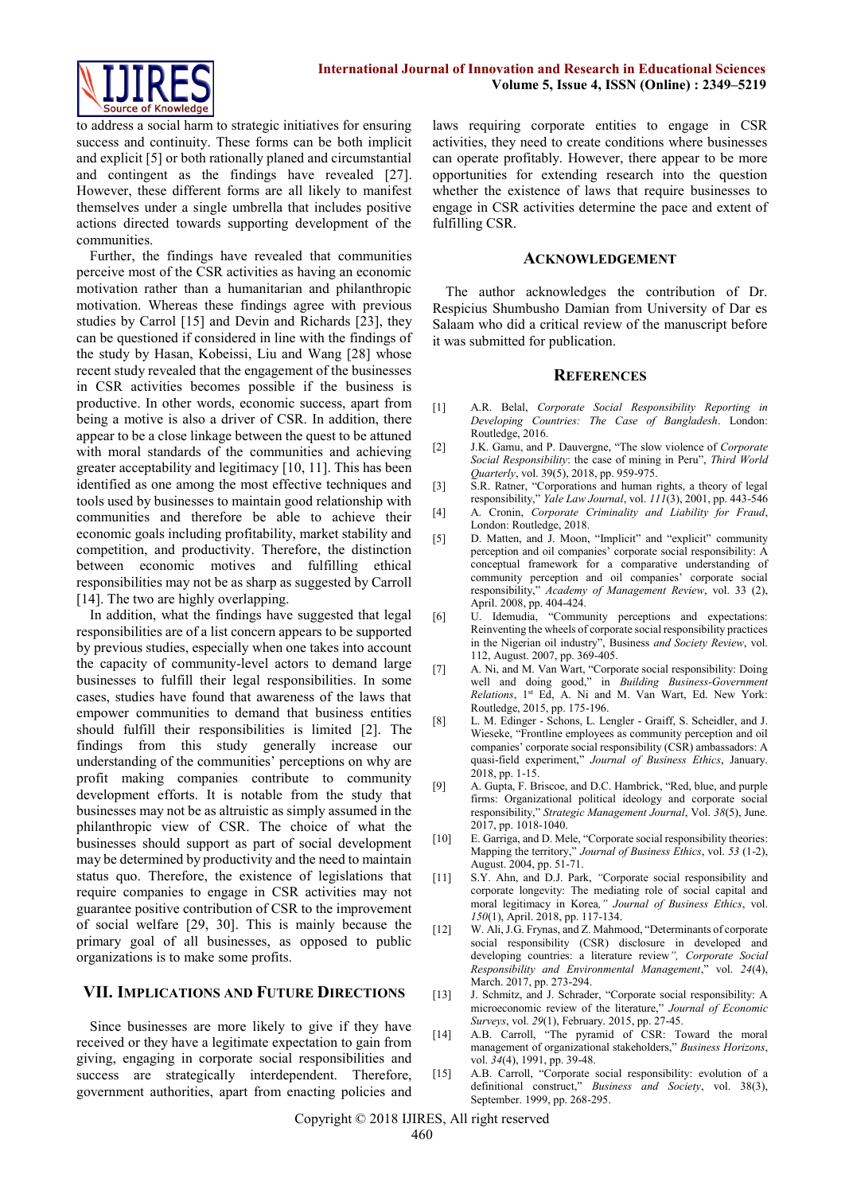to address a social harm to strategic initiatives for ensuring success and continuity. These forms can be both implicit and explicit [5] or both rationally planed and circumstantial and contingent as the findings have revealed [27]. However, these different forms are all likely to manifest themselves under a single umbrella that includes positive actions directed towards supporting development of the communities.

Further, the findings have revealed that communities perceive most of the CSR activities as having an economic motivation rather than a humanitarian and philanthropic motivation. Whereas these findings agree with previous studies by Carrol [15] and Devin and Richards [23], they can be questioned if considered in line with the findings of the study by Hasan, Kobeissi, Liu and Wang [28] whose recent study revealed that the engagement of the businesses in CSR activities becomes possible if the business is productive. In other words, economic success, apart from being a motive is also a driver of CSR. In addition, there appear to be a close linkage between the quest to be attuned with moral standards of the communities and achieving greater acceptability and legitimacy [10, 11]. This has been identified as one among the most effective techniques and tools used by businesses to maintain good relationship with communities and therefore be able to achieve their economic goals including profitability, market stability and competition, and productivity. Therefore, the distinction between economic motives and fulfilling ethical responsibilities may not be as sharp as suggested by Carroll [14]. The two are highly overlapping.

In addition, what the findings have suggested that legal responsibilities are of a list concern appears to be supported by previous studies, especially when one takes into account the capacity of community-level actors to demand large businesses to fulfill their legal responsibilities. In some cases, studies have found that awareness of the laws that empower communities to demand that business entities should fulfill their responsibilities is limited [2]. The findings from this study generally increase our understanding of the communities' perceptions on why are profit making companies contribute to community development efforts. It is notable from the study that businesses may not be as altruistic as simply assumed in the philanthropic view of CSR. The choice of what the businesses should support as part of social development may be determined by productivity and the need to maintain status quo. Therefore, the existence of legislations that require companies to engage in CSR activities may not guarantee positive contribution of CSR to the improvement of social welfare [29, 30]. This is mainly because the primary goal of all businesses, as opposed to public organizations is to make some profits.

## VII. Implications and Future Directions

Since businesses are more likely to give if they have received or they have a legitimate expectation to gain from giving, engaging in corporate social responsibilities and success are strategically interdependent. Therefore, government authorities, apart from enacting policies and laws requiring corporate entities to engage in CSR activities, they need to create conditions where businesses can operate profitably. However, there appear to be more opportunities for extending research into the question whether the existence of laws that require businesses to engage in CSR activities determine the pace and extent of fulfilling CSR.

## Acknowledgement

The author acknowledges the contribution of Dr. Respicius Shumbusho Damian from University of Dar es Salaam who did a critical review of the manuscript before it was submitted for publication.

## References

[1] A.R. Belal, *Corporate Social Responsibility Reporting in Developing Countries: The Case of Bangladesh*. London: Routledge, 2016.

[2] J.K. Gamu, and P. Dauvergne, "The slow violence of *Corporate Social Responsibility*: the case of mining in Peru", *Third World Quarterly*, vol. 39(5), 2018, pp. 959-975.

[3] S.R. Ratner, "Corporations and human rights, a theory of legal responsibility," *Yale Law Journal*, vol. *111*(3), 2001, pp. 443-546

[4] A. Cronin, *Corporate Criminality and Liability for Fraud*, London: Routledge, 2018.

[5] D. Matten, and J. Moon, "Implicit" and "explicit" community perception and oil companies' corporate social responsibility: A conceptual framework for a comparative understanding of community perception and oil companies' corporate social responsibility," *Academy of Management Review*, vol. 33 (2), April. 2008, pp. 404-424.

[6] U. Idemudia, "Community perceptions and expectations: Reinventing the wheels of corporate social responsibility practices in the Nigerian oil industry", Business *and Society Review*, vol. 112, August. 2007, pp. 369-405.

[7] A. Ni, and M. Van Wart, "Corporate social responsibility: Doing well and doing good," in *Building Business-Government Relations*, 1st Ed, A. Ni and M. Van Wart, Ed. New York: Routledge, 2015, pp. 175-196.

[8] L. M. Edinger - Schons, L. Lengler - Graiff, S. Scheidler, and J. Wieseke, "Frontline employees as community perception and oil companies' corporate social responsibility (CSR) ambassadors: A quasi-field experiment," *Journal of Business Ethics*, January. 2018, pp. 1-15.

[9] A. Gupta, F. Briscoe, and D.C. Hambrick, "Red, blue, and purple firms: Organizational political ideology and corporate social responsibility," *Strategic Management Journal*, Vol. *38*(5), June. 2017, pp. 1018-1040.

[10] E. Garriga, and D. Mele, "Corporate social responsibility theories: Mapping the territory," *Journal of Business Ethics*, vol. *53* (1-2), August. 2004, pp. 51-71.

[11] S.Y. Ahn, and D.J. Park, *"*Corporate social responsibility and corporate longevity: The mediating role of social capital and moral legitimacy in Korea*," Journal of Business Ethics*, vol. *150*(1), April. 2018, pp. 117-134.

[12] W. Ali, J.G. Frynas, and Z. Mahmood, "Determinants of corporate social responsibility (CSR) disclosure in developed and developing countries: a literature review*", Corporate Social Responsibility and Environmental Management*," vol. *24*(4), March. 2017, pp. 273-294.

[13] J. Schmitz, and J. Schrader, "Corporate social responsibility: A microeconomic review of the literature," *Journal of Economic Surveys*, vol. *29*(1), February. 2015, pp. 27-45.

[14] A.B. Carroll, "The pyramid of CSR: Toward the moral management of organizational stakeholders," *Business Horizons*, vol. *34*(4), 1991, pp. 39-48.

[15] A.B. Carroll, "Corporate social responsibility: evolution of a definitional construct," *Business and Society*, vol. 38(3), September. 1999, pp. 268-295.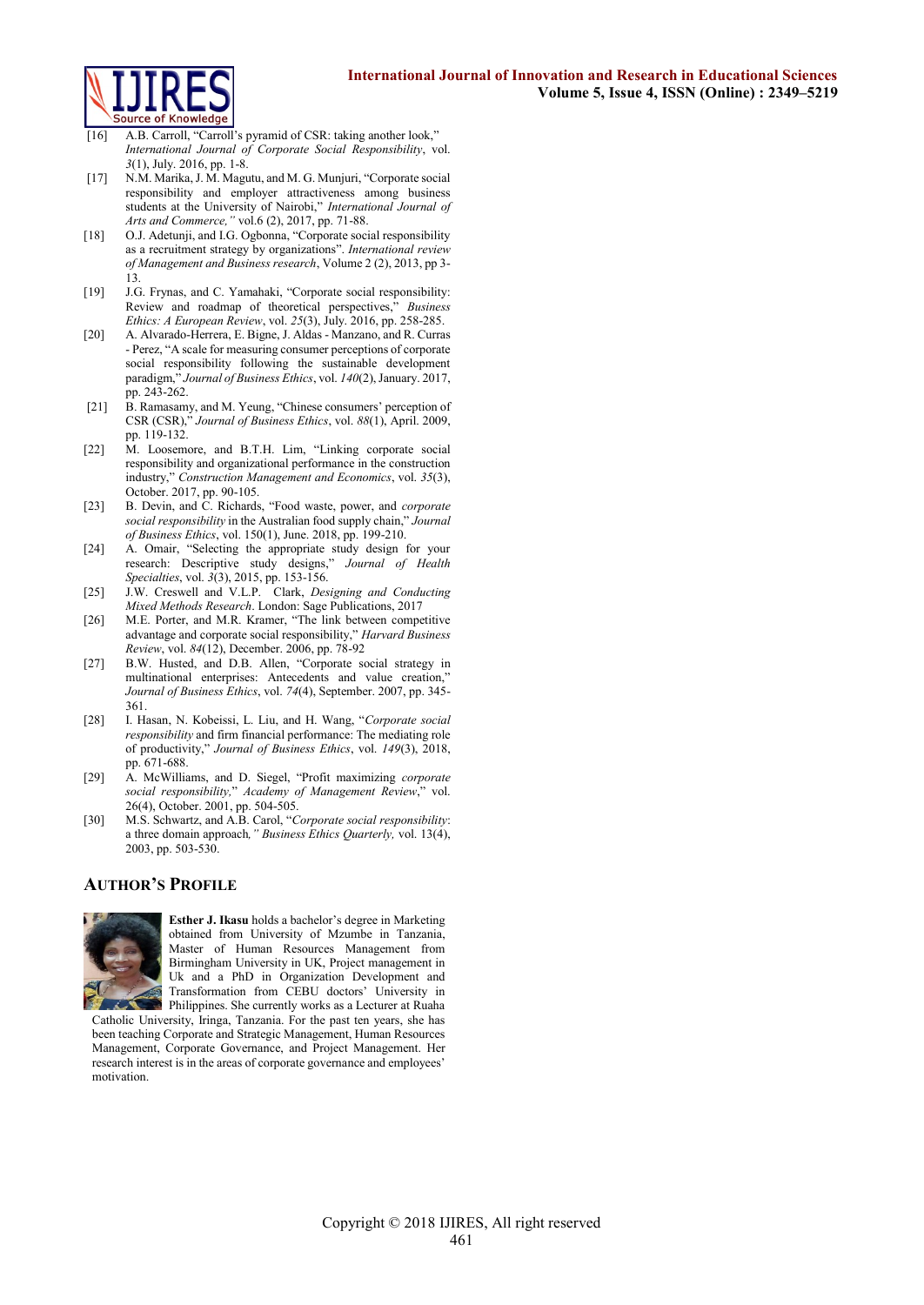[16] A.B. Carroll, "Carroll's pyramid of CSR: taking another look," *International Journal of Corporate Social Responsibility*, vol. *3*(1), July. 2016, pp. 1-8.

[17] N.M. Marika, J. M. Magutu, and M. G. Munjuri, "Corporate social responsibility and employer attractiveness among business students at the University of Nairobi," *International Journal of Arts and Commerce,"* vol.6 (2), 2017, pp. 71-88.

[18] O.J. Adetunji, and I.G. Ogbonna, "Corporate social responsibility as a recruitment strategy by organizations". *International review of Management and Business research*, Volume 2 (2), 2013, pp 3-13.

[19] J.G. Frynas, and C. Yamahaki, "Corporate social responsibility: Review and roadmap of theoretical perspectives," *Business Ethics: A European Review*, vol. *25*(3), July. 2016, pp. 258-285.

[20] A. Alvarado-Herrera, E. Bigne, J. Aldas - Manzano, and R. Curras - Perez, "A scale for measuring consumer perceptions of corporate social responsibility following the sustainable development paradigm," *Journal of Business Ethics*, vol. *140*(2), January. 2017, pp. 243-262.

[21] B. Ramasamy, and M. Yeung, "Chinese consumers' perception of CSR (CSR)," *Journal of Business Ethics*, vol. *88*(1), April. 2009, pp. 119-132.

[22] M. Loosemore, and B.T.H. Lim, "Linking corporate social responsibility and organizational performance in the construction industry," *Construction Management and Economics*, vol. *35*(3), October. 2017, pp. 90-105.

[23] B. Devin, and C. Richards, "Food waste, power, and *corporate social responsibility* in the Australian food supply chain," *Journal of Business Ethics*, vol. 150(1), June. 2018, pp. 199-210.

[24] A. Omair, "Selecting the appropriate study design for your research: Descriptive study designs," *Journal of Health Specialties*, vol. *3*(3), 2015, pp. 153-156.

[25] J.W. Creswell and V.L.P. Clark, *Designing and Conducting Mixed Methods Research*. London: Sage Publications, 2017

[26] M.E. Porter, and M.R. Kramer, "The link between competitive advantage and corporate social responsibility," *Harvard Business Review*, vol. *84*(12), December. 2006, pp. 78-92

[27] B.W. Husted, and D.B. Allen, "Corporate social strategy in multinational enterprises: Antecedents and value creation," *Journal of Business Ethics*, vol. *74*(4), September. 2007, pp. 345-361.

[28] I. Hasan, N. Kobeissi, L. Liu, and H. Wang, "*Corporate social responsibility* and firm financial performance: The mediating role of productivity," *Journal of Business Ethics*, vol. *149*(3), 2018, pp. 671-688.

[29] A. McWilliams, and D. Siegel, "Profit maximizing *corporate social responsibility,*" *Academy of Management Review*," vol. 26(4), October. 2001, pp. 504-505.

[30] M.S. Schwartz, and A.B. Carol, "*Corporate social responsibility*: a three domain approach*," Business Ethics Quarterly,* vol. 13(4), 2003, pp. 503-530.

## Author's Profile

**Esther J. Ikasu** holds a bachelor's degree in Marketing obtained from University of Mzumbe in Tanzania, Master of Human Resources Management from Birmingham University in UK, Project management in Uk and a PhD in Organization Development and Transformation from CEBU doctors' University in Philippines. She currently works as a Lecturer at Ruaha Catholic University, Iringa, Tanzania. For the past ten years, she has been teaching Corporate and Strategic Management, Human Resources Management, Corporate Governance, and Project Management. Her research interest is in the areas of corporate governance and employees' motivation.